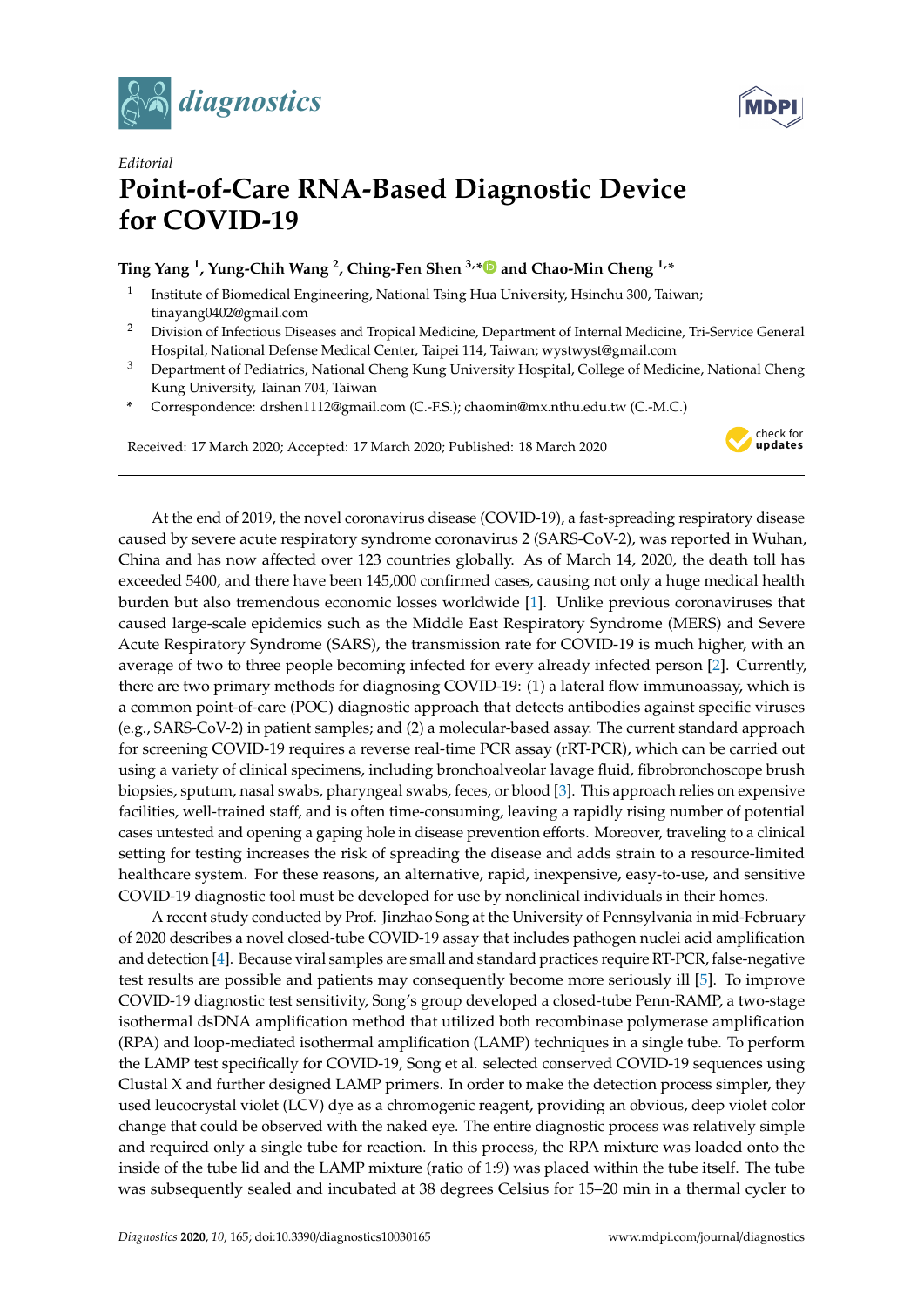*Editorial*

# Point-of-Care RNA-Based Diagnostic Device for COVID-19

**Ting Yang [1], Yung-Chih Wang [2], Ching-Fen Shen [3,*] and Chao-Min Cheng [1,*]**

[1] Institute of Biomedical Engineering, National Tsing Hua University, Hsinchu 300, Taiwan; tinayang0402@gmail.com

[2] Division of Infectious Diseases and Tropical Medicine, Department of Internal Medicine, Tri-Service General Hospital, National Defense Medical Center, Taipei 114, Taiwan; wystwyst@gmail.com

[3] Department of Pediatrics, National Cheng Kung University Hospital, College of Medicine, National Cheng Kung University, Tainan 704, Taiwan

\* Correspondence: drshen1112@gmail.com (C.-F.S.); chaomin@mx.nthu.edu.tw (C.-M.C.)

Received: 17 March 2020; Accepted: 17 March 2020; Published: 18 March 2020

---

At the end of 2019, the novel coronavirus disease (COVID-19), a fast-spreading respiratory disease caused by severe acute respiratory syndrome coronavirus 2 (SARS-CoV-2), was reported in Wuhan, China and has now affected over 123 countries globally. As of March 14, 2020, the death toll has exceeded 5400, and there have been 145,000 confirmed cases, causing not only a huge medical health burden but also tremendous economic losses worldwide [1]. Unlike previous coronaviruses that caused large-scale epidemics such as the Middle East Respiratory Syndrome (MERS) and Severe Acute Respiratory Syndrome (SARS), the transmission rate for COVID-19 is much higher, with an average of two to three people becoming infected for every already infected person [2]. Currently, there are two primary methods for diagnosing COVID-19: (1) a lateral flow immunoassay, which is a common point-of-care (POC) diagnostic approach that detects antibodies against specific viruses (e.g., SARS-CoV-2) in patient samples; and (2) a molecular-based assay. The current standard approach for screening COVID-19 requires a reverse real-time PCR assay (rRT-PCR), which can be carried out using a variety of clinical specimens, including bronchoalveolar lavage fluid, fibrobronchoscope brush biopsies, sputum, nasal swabs, pharyngeal swabs, feces, or blood [3]. This approach relies on expensive facilities, well-trained staff, and is often time-consuming, leaving a rapidly rising number of potential cases untested and opening a gaping hole in disease prevention efforts. Moreover, traveling to a clinical setting for testing increases the risk of spreading the disease and adds strain to a resource-limited healthcare system. For these reasons, an alternative, rapid, inexpensive, easy-to-use, and sensitive COVID-19 diagnostic tool must be developed for use by nonclinical individuals in their homes.

A recent study conducted by Prof. Jinzhao Song at the University of Pennsylvania in mid-February of 2020 describes a novel closed-tube COVID-19 assay that includes pathogen nuclei acid amplification and detection [4]. Because viral samples are small and standard practices require RT-PCR, false-negative test results are possible and patients may consequently become more seriously ill [5]. To improve COVID-19 diagnostic test sensitivity, Song's group developed a closed-tube Penn-RAMP, a two-stage isothermal dsDNA amplification method that utilized both recombinase polymerase amplification (RPA) and loop-mediated isothermal amplification (LAMP) techniques in a single tube. To perform the LAMP test specifically for COVID-19, Song et al. selected conserved COVID-19 sequences using Clustal X and further designed LAMP primers. In order to make the detection process simpler, they used leucocrystal violet (LCV) dye as a chromogenic reagent, providing an obvious, deep violet color change that could be observed with the naked eye. The entire diagnostic process was relatively simple and required only a single tube for reaction. In this process, the RPA mixture was loaded onto the inside of the tube lid and the LAMP mixture (ratio of 1:9) was placed within the tube itself. The tube was subsequently sealed and incubated at 38 degrees Celsius for 15–20 min in a thermal cycler to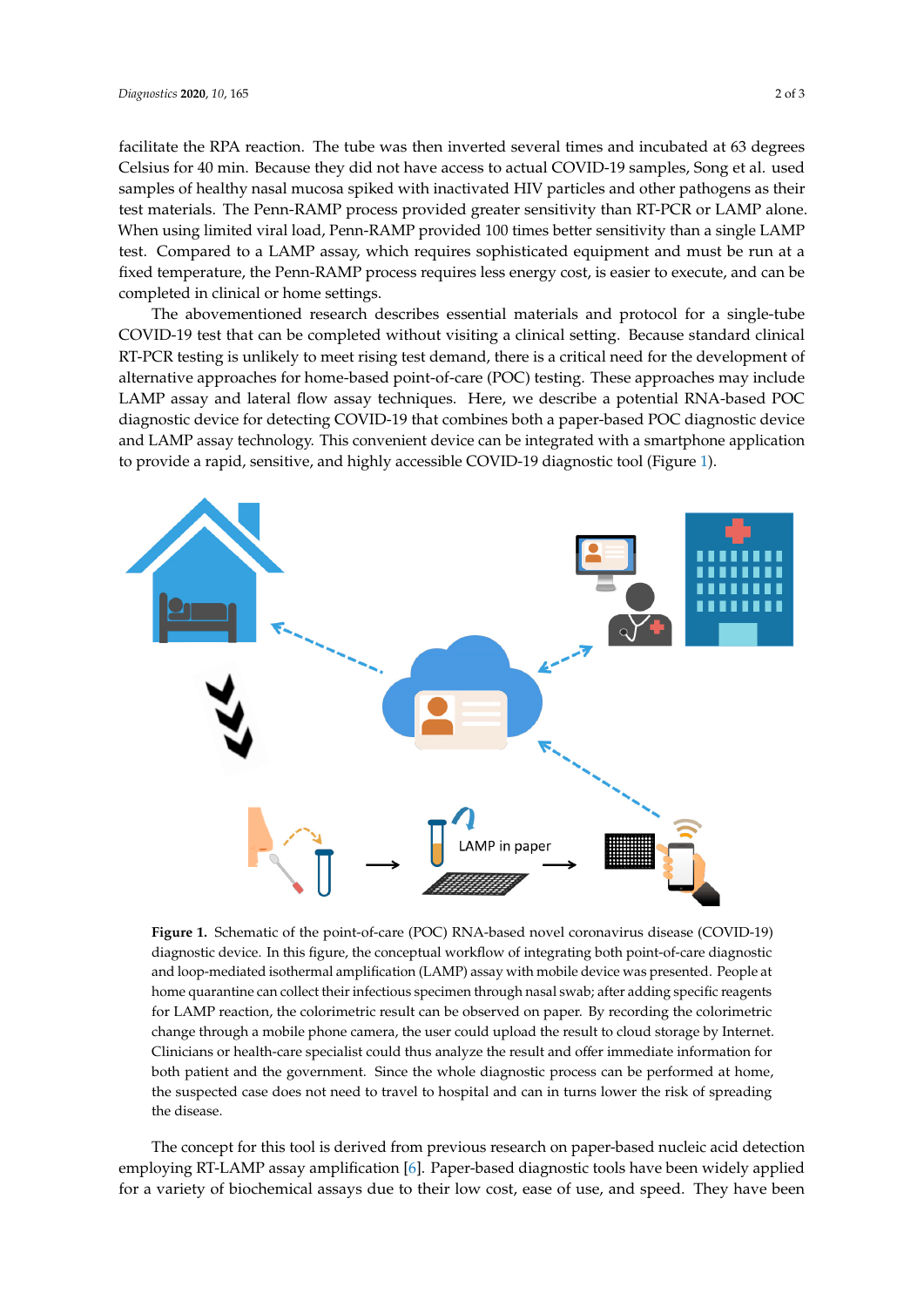facilitate the RPA reaction. The tube was then inverted several times and incubated at 63 degrees Celsius for 40 min. Because they did not have access to actual COVID-19 samples, Song et al. used samples of healthy nasal mucosa spiked with inactivated HIV particles and other pathogens as their test materials. The Penn-RAMP process provided greater sensitivity than RT-PCR or LAMP alone. When using limited viral load, Penn-RAMP provided 100 times better sensitivity than a single LAMP test. Compared to a LAMP assay, which requires sophisticated equipment and must be run at a fixed temperature, the Penn-RAMP process requires less energy cost, is easier to execute, and can be completed in clinical or home settings.

The abovementioned research describes essential materials and protocol for a single-tube COVID-19 test that can be completed without visiting a clinical setting. Because standard clinical RT-PCR testing is unlikely to meet rising test demand, there is a critical need for the development of alternative approaches for home-based point-of-care (POC) testing. These approaches may include LAMP assay and lateral flow assay techniques. Here, we describe a potential RNA-based POC diagnostic device for detecting COVID-19 that combines both a paper-based POC diagnostic device and LAMP assay technology. This convenient device can be integrated with a smartphone application to provide a rapid, sensitive, and highly accessible COVID-19 diagnostic tool (Figure 1).

**Figure 1.** Schematic of the point-of-care (POC) RNA-based novel coronavirus disease (COVID-19) diagnostic device. In this figure, the conceptual workflow of integrating both point-of-care diagnostic and loop-mediated isothermal amplification (LAMP) assay with mobile device was presented. People at home quarantine can collect their infectious specimen through nasal swab; after adding specific reagents for LAMP reaction, the colorimetric result can be observed on paper. By recording the colorimetric change through a mobile phone camera, the user could upload the result to cloud storage by Internet. Clinicians or health-care specialist could thus analyze the result and offer immediate information for both patient and the government. Since the whole diagnostic process can be performed at home, the suspected case does not need to travel to hospital and can in turns lower the risk of spreading the disease.

The concept for this tool is derived from previous research on paper-based nucleic acid detection employing RT-LAMP assay amplification [6]. Paper-based diagnostic tools have been widely applied for a variety of biochemical assays due to their low cost, ease of use, and speed. They have been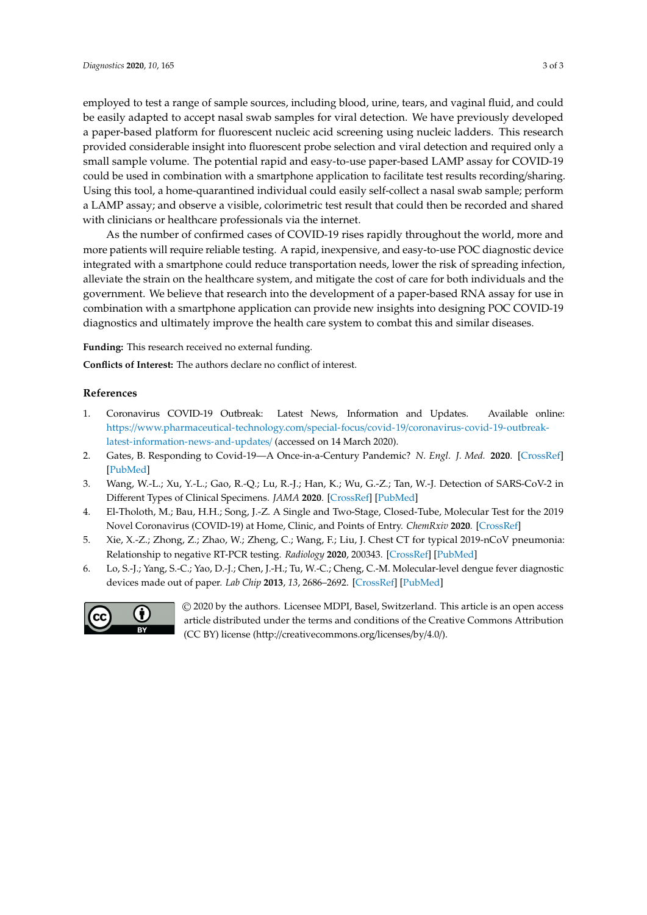employed to test a range of sample sources, including blood, urine, tears, and vaginal fluid, and could be easily adapted to accept nasal swab samples for viral detection. We have previously developed a paper-based platform for fluorescent nucleic acid screening using nucleic ladders. This research provided considerable insight into fluorescent probe selection and viral detection and required only a small sample volume. The potential rapid and easy-to-use paper-based LAMP assay for COVID-19 could be used in combination with a smartphone application to facilitate test results recording/sharing. Using this tool, a home-quarantined individual could easily self-collect a nasal swab sample; perform a LAMP assay; and observe a visible, colorimetric test result that could then be recorded and shared with clinicians or healthcare professionals via the internet.

As the number of confirmed cases of COVID-19 rises rapidly throughout the world, more and more patients will require reliable testing. A rapid, inexpensive, and easy-to-use POC diagnostic device integrated with a smartphone could reduce transportation needs, lower the risk of spreading infection, alleviate the strain on the healthcare system, and mitigate the cost of care for both individuals and the government. We believe that research into the development of a paper-based RNA assay for use in combination with a smartphone application can provide new insights into designing POC COVID-19 diagnostics and ultimately improve the health care system to combat this and similar diseases.

**Funding:** This research received no external funding.

**Conflicts of Interest:** The authors declare no conflict of interest.

## References

1. Coronavirus COVID-19 Outbreak: Latest News, Information and Updates. Available online: https://www.pharmaceutical-technology.com/special-focus/covid-19/coronavirus-covid-19-outbreak-latest-information-news-and-updates/ (accessed on 14 March 2020).
2. Gates, B. Responding to Covid-19—A Once-in-a-Century Pandemic? *N. Engl. J. Med.* **2020**. [CrossRef] [PubMed]
3. Wang, W.-L.; Xu, Y.-L.; Gao, R.-Q.; Lu, R.-J.; Han, K.; Wu, G.-Z.; Tan, W.-J. Detection of SARS-CoV-2 in Different Types of Clinical Specimens. *JAMA* **2020**. [CrossRef] [PubMed]
4. El-Tholoth, M.; Bau, H.H.; Song, J.-Z. A Single and Two-Stage, Closed-Tube, Molecular Test for the 2019 Novel Coronavirus (COVID-19) at Home, Clinic, and Points of Entry. *ChemRxiv* **2020**. [CrossRef]
5. Xie, X.-Z.; Zhong, Z.; Zhao, W.; Zheng, C.; Wang, F.; Liu, J. Chest CT for typical 2019-nCoV pneumonia: Relationship to negative RT-PCR testing. *Radiology* **2020**, 200343. [CrossRef] [PubMed]
6. Lo, S.-J.; Yang, S.-C.; Yao, D.-J.; Chen, J.-H.; Tu, W.-C.; Cheng, C.-M. Molecular-level dengue fever diagnostic devices made out of paper. *Lab Chip* **2013**, *13*, 2686–2692. [CrossRef] [PubMed]

© 2020 by the authors. Licensee MDPI, Basel, Switzerland. This article is an open access article distributed under the terms and conditions of the Creative Commons Attribution (CC BY) license (http://creativecommons.org/licenses/by/4.0/).